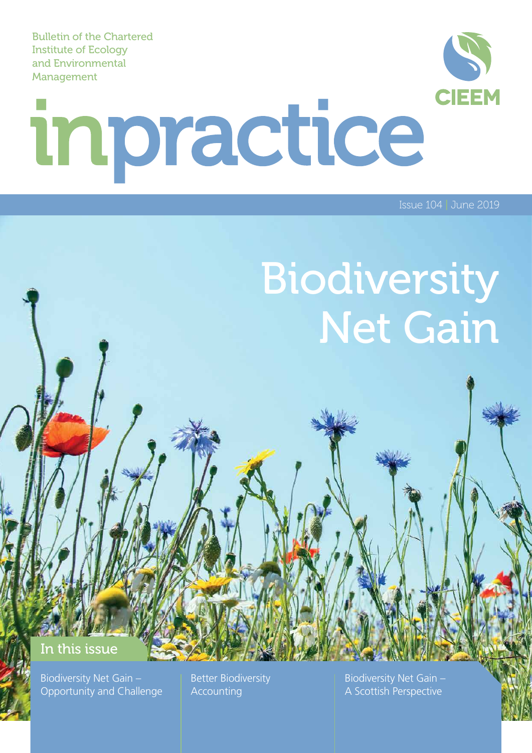Bulletin of the Chartered Institute of Ecology and Environmental Management

CIEEM

# inpractice

Issue 104 | June 2019

# Biodiversity Net Gain

## In this issue

Biodiversity Net Gain – Opportunity and Challenge

Better Biodiversity Accounting

Biodiversity Net Gain – A Scottish Perspective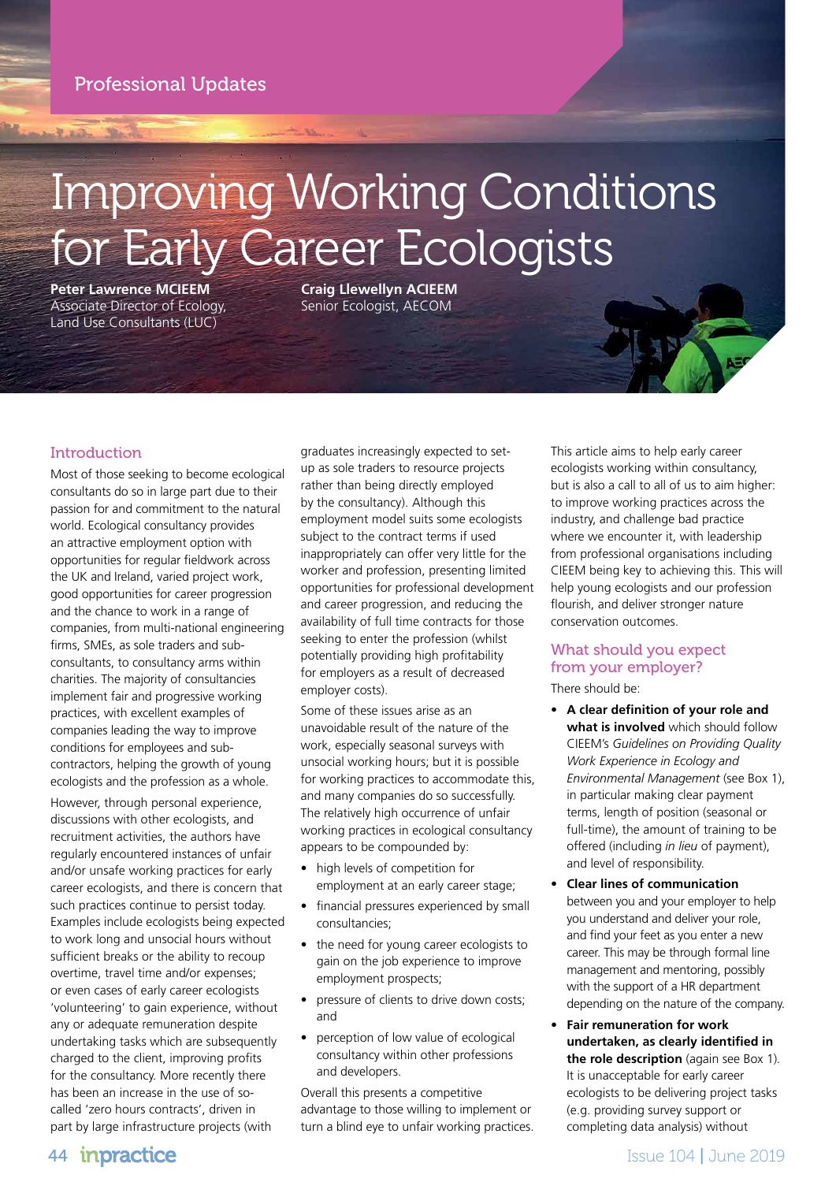Professional Updates

# Improving Working Conditions for Early Career Ecologists

**Peter Lawrence MCIEEM**
Associate Director of Ecology, Land Use Consultants (LUC)

**Craig Llewellyn ACIEEM**
Senior Ecologist, AECOM

## Introduction

Most of those seeking to become ecological consultants do so in large part due to their passion for and commitment to the natural world. Ecological consultancy provides an attractive employment option with opportunities for regular fieldwork across the UK and Ireland, varied project work, good opportunities for career progression and the chance to work in a range of companies, from multi-national engineering firms, SMEs, as sole traders and sub-consultants, to consultancy arms within charities. The majority of consultancies implement fair and progressive working practices, with excellent examples of companies leading the way to improve conditions for employees and sub-contractors, helping the growth of young ecologists and the profession as a whole.

However, through personal experience, discussions with other ecologists, and recruitment activities, the authors have regularly encountered instances of unfair and/or unsafe working practices for early career ecologists, and there is concern that such practices continue to persist today. Examples include ecologists being expected to work long and unsocial hours without sufficient breaks or the ability to recoup overtime, travel time and/or expenses; or even cases of early career ecologists 'volunteering' to gain experience, without any or adequate remuneration despite undertaking tasks which are subsequently charged to the client, improving profits for the consultancy. More recently there has been an increase in the use of so-called 'zero hours contracts', driven in part by large infrastructure projects (with graduates increasingly expected to set-up as sole traders to resource projects rather than being directly employed by the consultancy). Although this employment model suits some ecologists subject to the contract terms if used inappropriately can offer very little for the worker and profession, presenting limited opportunities for professional development and career progression, and reducing the availability of full time contracts for those seeking to enter the profession (whilst potentially providing high profitability for employers as a result of decreased employer costs).

Some of these issues arise as an unavoidable result of the nature of the work, especially seasonal surveys with unsocial working hours; but it is possible for working practices to accommodate this, and many companies do so successfully. The relatively high occurrence of unfair working practices in ecological consultancy appears to be compounded by:

- high levels of competition for employment at an early career stage;
- financial pressures experienced by small consultancies;
- the need for young career ecologists to gain on the job experience to improve employment prospects;
- pressure of clients to drive down costs; and
- perception of low value of ecological consultancy within other professions and developers.

Overall this presents a competitive advantage to those willing to implement or turn a blind eye to unfair working practices.

This article aims to help early career ecologists working within consultancy, but is also a call to all of us to aim higher: to improve working practices across the industry, and challenge bad practice where we encounter it, with leadership from professional organisations including CIEEM being key to achieving this. This will help young ecologists and our profession flourish, and deliver stronger nature conservation outcomes.

## What should you expect from your employer?

There should be:

- **A clear definition of your role and what is involved** which should follow CIEEM's *Guidelines on Providing Quality Work Experience in Ecology and Environmental Management* (see Box 1), in particular making clear payment terms, length of position (seasonal or full-time), the amount of training to be offered (including *in lieu* of payment), and level of responsibility.
- **Clear lines of communication** between you and your employer to help you understand and deliver your role, and find your feet as you enter a new career. This may be through formal line management and mentoring, possibly with the support of a HR department depending on the nature of the company.
- **Fair remuneration for work undertaken, as clearly identified in the role description** (again see Box 1). It is unacceptable for early career ecologists to be delivering project tasks (e.g. providing survey support or completing data analysis) without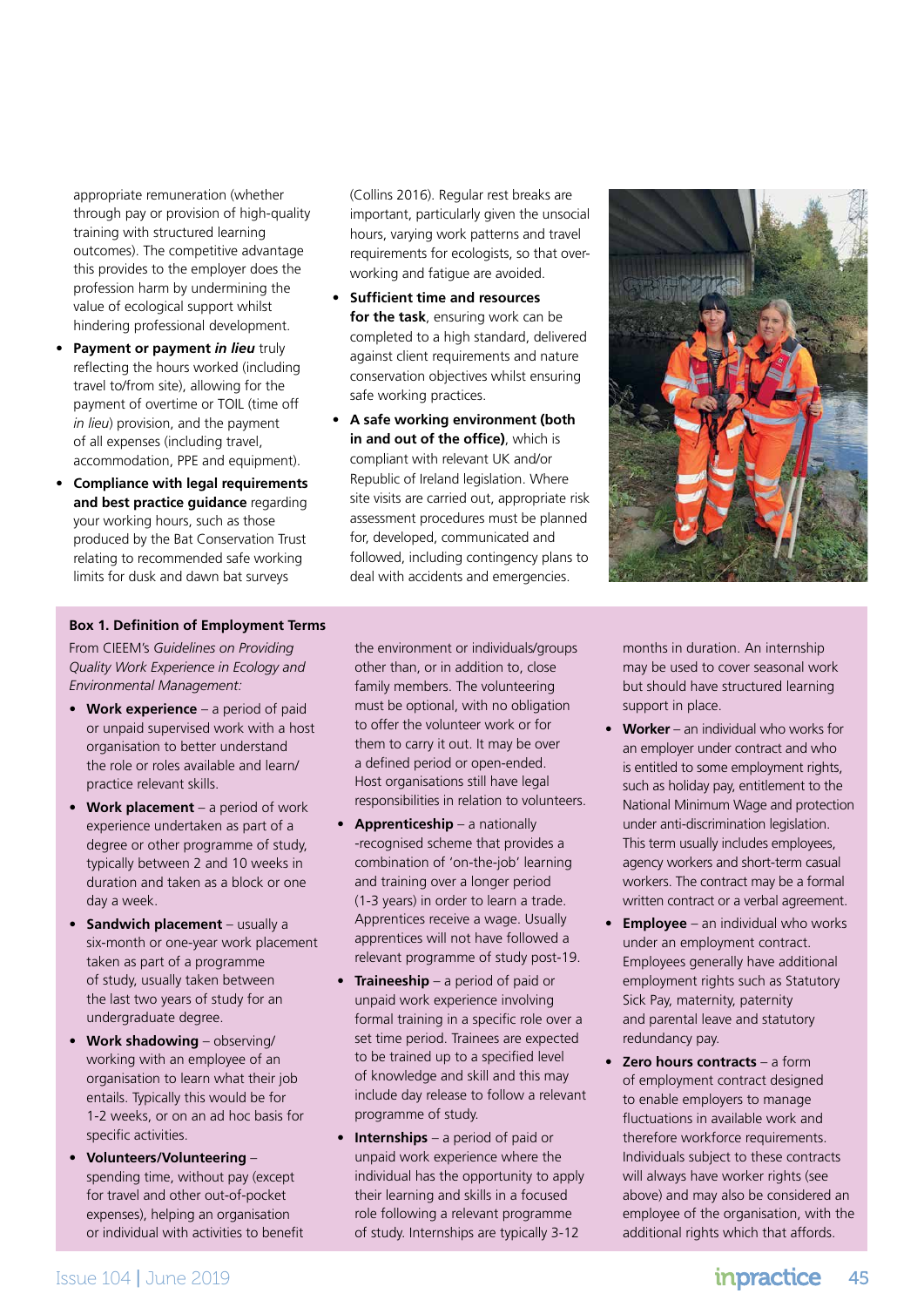appropriate remuneration (whether through pay or provision of high-quality training with structured learning outcomes). The competitive advantage this provides to the employer does the profession harm by undermining the value of ecological support whilst hindering professional development.

- **Payment or payment *in lieu*** truly reflecting the hours worked (including travel to/from site), allowing for the payment of overtime or TOIL (time off *in lieu*) provision, and the payment of all expenses (including travel, accommodation, PPE and equipment).
- **Compliance with legal requirements and best practice guidance** regarding your working hours, such as those produced by the Bat Conservation Trust relating to recommended safe working limits for dusk and dawn bat surveys (Collins 2016). Regular rest breaks are important, particularly given the unsocial hours, varying work patterns and travel requirements for ecologists, so that over-working and fatigue are avoided.
- **Sufficient time and resources for the task**, ensuring work can be completed to a high standard, delivered against client requirements and nature conservation objectives whilst ensuring safe working practices.
- **A safe working environment (both in and out of the office)**, which is compliant with relevant UK and/or Republic of Ireland legislation. Where site visits are carried out, appropriate risk assessment procedures must be planned for, developed, communicated and followed, including contingency plans to deal with accidents and emergencies.

**Box 1. Definition of Employment Terms**

From CIEEM's *Guidelines on Providing Quality Work Experience in Ecology and Environmental Management:*

- **Work experience** – a period of paid or unpaid supervised work with a host organisation to better understand the role or roles available and learn/practice relevant skills.
- **Work placement** – a period of work experience undertaken as part of a degree or other programme of study, typically between 2 and 10 weeks in duration and taken as a block or one day a week.
- **Sandwich placement** – usually a six-month or one-year work placement taken as part of a programme of study, usually taken between the last two years of study for an undergraduate degree.
- **Work shadowing** – observing/working with an employee of an organisation to learn what their job entails. Typically this would be for 1-2 weeks, or on an ad hoc basis for specific activities.
- **Volunteers/Volunteering** – spending time, without pay (except for travel and other out-of-pocket expenses), helping an organisation or individual with activities to benefit the environment or individuals/groups other than, or in addition to, close family members. The volunteering must be optional, with no obligation to offer the volunteer work or for them to carry it out. It may be over a defined period or open-ended. Host organisations still have legal responsibilities in relation to volunteers.
- **Apprenticeship** – a nationally -recognised scheme that provides a combination of 'on-the-job' learning and training over a longer period (1-3 years) in order to learn a trade. Apprentices receive a wage. Usually apprentices will not have followed a relevant programme of study post-19.
- **Traineeship** – a period of paid or unpaid work experience involving formal training in a specific role over a set time period. Trainees are expected to be trained up to a specified level of knowledge and skill and this may include day release to follow a relevant programme of study.
- **Internships** – a period of paid or unpaid work experience where the individual has the opportunity to apply their learning and skills in a focused role following a relevant programme of study. Internships are typically 3-12 months in duration. An internship may be used to cover seasonal work but should have structured learning support in place.
- **Worker** – an individual who works for an employer under contract and who is entitled to some employment rights, such as holiday pay, entitlement to the National Minimum Wage and protection under anti-discrimination legislation. This term usually includes employees, agency workers and short-term casual workers. The contract may be a formal written contract or a verbal agreement.
- **Employee** – an individual who works under an employment contract. Employees generally have additional employment rights such as Statutory Sick Pay, maternity, paternity and parental leave and statutory redundancy pay.
- **Zero hours contracts** – a form of employment contract designed to enable employers to manage fluctuations in available work and therefore workforce requirements. Individuals subject to these contracts will always have worker rights (see above) and may also be considered an employee of the organisation, with the additional rights which that affords.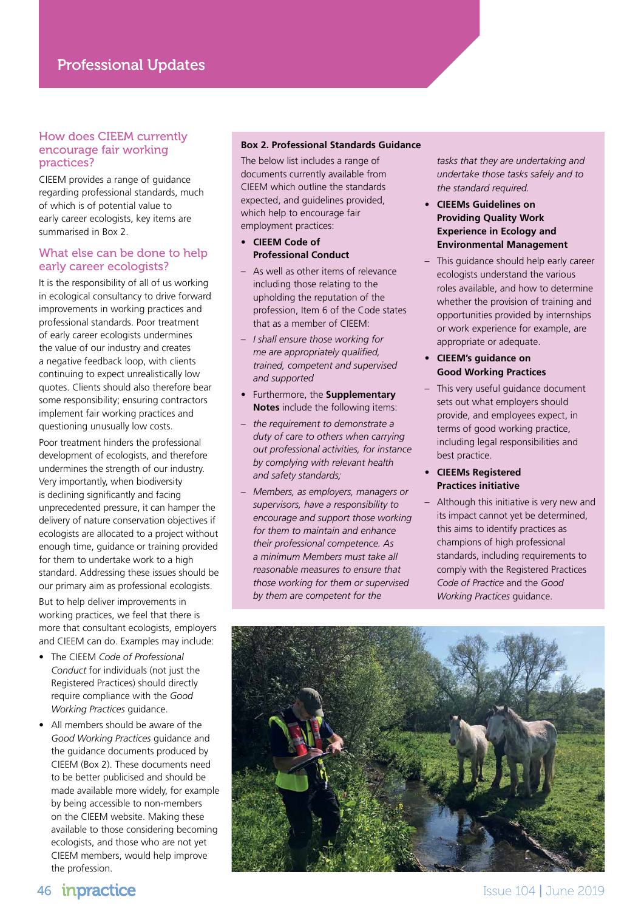## How does CIEEM currently encourage fair working practices?

CIEEM provides a range of guidance regarding professional standards, much of which is of potential value to early career ecologists, key items are summarised in Box 2.

## What else can be done to help early career ecologists?

It is the responsibility of all of us working in ecological consultancy to drive forward improvements in working practices and professional standards. Poor treatment of early career ecologists undermines the value of our industry and creates a negative feedback loop, with clients continuing to expect unrealistically low quotes. Clients should also therefore bear some responsibility; ensuring contractors implement fair working practices and questioning unusually low costs.

Poor treatment hinders the professional development of ecologists, and therefore undermines the strength of our industry. Very importantly, when biodiversity is declining significantly and facing unprecedented pressure, it can hamper the delivery of nature conservation objectives if ecologists are allocated to a project without enough time, guidance or training provided for them to undertake work to a high standard. Addressing these issues should be our primary aim as professional ecologists.

But to help deliver improvements in working practices, we feel that there is more that consultant ecologists, employers and CIEEM can do. Examples may include:

- The CIEEM *Code of Professional Conduct* for individuals (not just the Registered Practices) should directly require compliance with the *Good Working Practices* guidance.
- All members should be aware of the *Good Working Practices* guidance and the guidance documents produced by CIEEM (Box 2). These documents need to be better publicised and should be made available more widely, for example by being accessible to non-members on the CIEEM website. Making these available to those considering becoming ecologists, and those who are not yet CIEEM members, would help improve the profession.

**Box 2. Professional Standards Guidance**

The below list includes a range of documents currently available from CIEEM which outline the standards expected, and guidelines provided, which help to encourage fair employment practices:

- **CIEEM Code of Professional Conduct**
  - As well as other items of relevance including those relating to the upholding the reputation of the profession, Item 6 of the Code states that as a member of CIEEM:
  - *I shall ensure those working for me are appropriately qualified, trained, competent and supervised and supported*
- Furthermore, the **Supplementary Notes** include the following items:
  - *the requirement to demonstrate a duty of care to others when carrying out professional activities, for instance by complying with relevant health and safety standards;*
  - *Members, as employers, managers or supervisors, have a responsibility to encourage and support those working for them to maintain and enhance their professional competence. As a minimum Members must take all reasonable measures to ensure that those working for them or supervised by them are competent for the tasks that they are undertaking and undertake those tasks safely and to the standard required.*
- **CIEEMs Guidelines on Providing Quality Work Experience in Ecology and Environmental Management**
  - This guidance should help early career ecologists understand the various roles available, and how to determine whether the provision of training and opportunities provided by internships or work experience for example, are appropriate or adequate.
- **CIEEM's guidance on Good Working Practices**
  - This very useful guidance document sets out what employers should provide, and employees expect, in terms of good working practice, including legal responsibilities and best practice.
- **CIEEMs Registered Practices initiative**
  - Although this initiative is very new and its impact cannot yet be determined, this aims to identify practices as champions of high professional standards, including requirements to comply with the Registered Practices *Code of Practice* and the *Good Working Practices* guidance.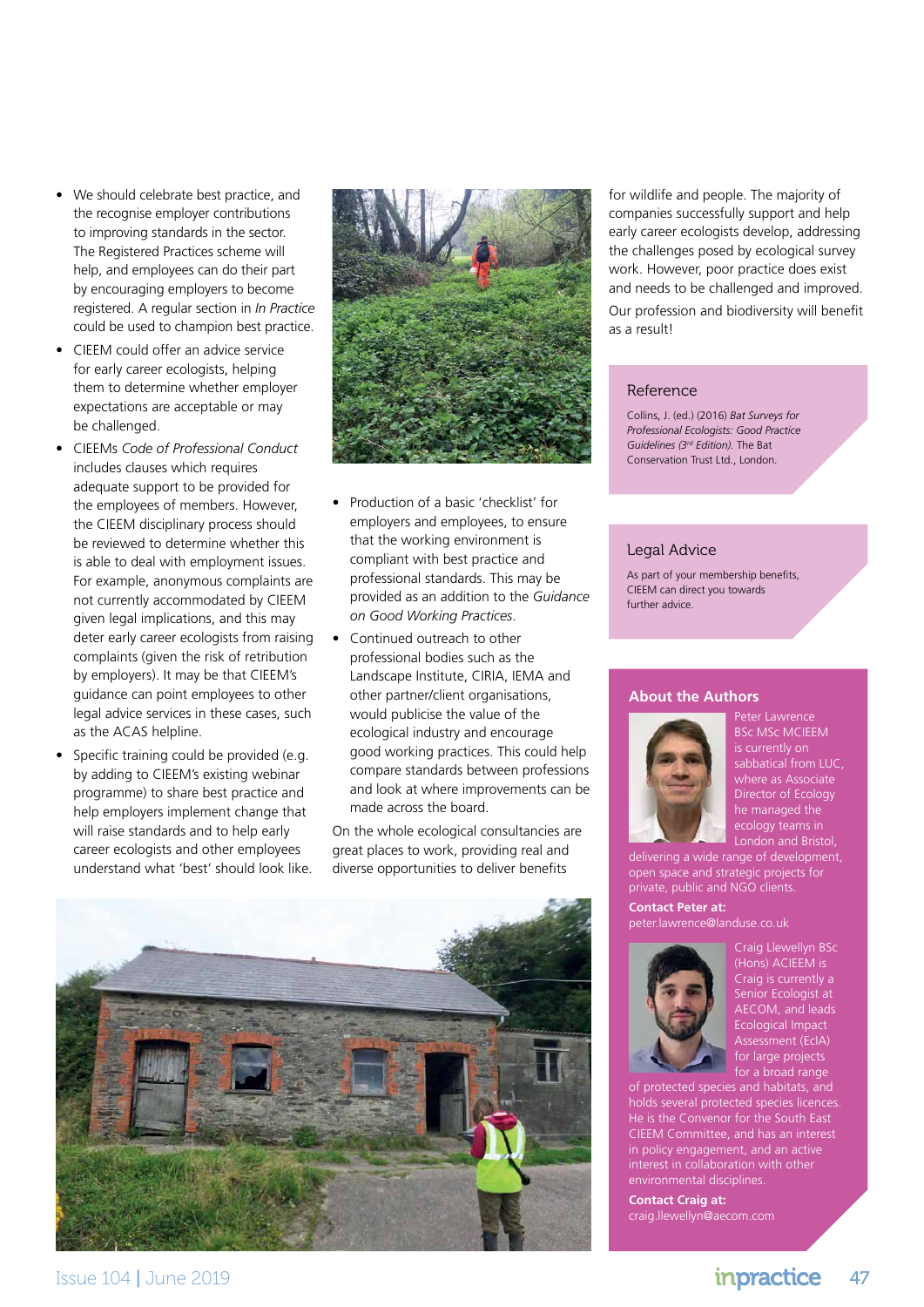- We should celebrate best practice, and the recognise employer contributions to improving standards in the sector. The Registered Practices scheme will help, and employees can do their part by encouraging employers to become registered. A regular section in *In Practice* could be used to champion best practice.
- CIEEM could offer an advice service for early career ecologists, helping them to determine whether employer expectations are acceptable or may be challenged.
- CIEEMs *Code of Professional Conduct* includes clauses which requires adequate support to be provided for the employees of members. However, the CIEEM disciplinary process should be reviewed to determine whether this is able to deal with employment issues. For example, anonymous complaints are not currently accommodated by CIEEM given legal implications, and this may deter early career ecologists from raising complaints (given the risk of retribution by employers). It may be that CIEEM's guidance can point employees to other legal advice services in these cases, such as the ACAS helpline.
- Specific training could be provided (e.g. by adding to CIEEM's existing webinar programme) to share best practice and help employers implement change that will raise standards and to help early career ecologists and other employees understand what 'best' should look like.
- Production of a basic 'checklist' for employers and employees, to ensure that the working environment is compliant with best practice and professional standards. This may be provided as an addition to the *Guidance on Good Working Practices*.
- Continued outreach to other professional bodies such as the Landscape Institute, CIRIA, IEMA and other partner/client organisations, would publicise the value of the ecological industry and encourage good working practices. This could help compare standards between professions and look at where improvements can be made across the board.

On the whole ecological consultancies are great places to work, providing real and diverse opportunities to deliver benefits for wildlife and people. The majority of companies successfully support and help early career ecologists develop, addressing the challenges posed by ecological survey work. However, poor practice does exist and needs to be challenged and improved.

Our profession and biodiversity will benefit as a result!

## Reference

Collins, J. (ed.) (2016) *Bat Surveys for Professional Ecologists: Good Practice Guidelines (3rd Edition).* The Bat Conservation Trust Ltd., London.

## Legal Advice

As part of your membership benefits, CIEEM can direct you towards further advice.

## About the Authors

Peter Lawrence BSc MSc MCIEEM is currently on sabbatical from LUC, where as Associate Director of Ecology he managed the ecology teams in London and Bristol, delivering a wide range of development, open space and strategic projects for private, public and NGO clients.

**Contact Peter at:**
peter.lawrence@landuse.co.uk

Craig Llewellyn BSc (Hons) ACIEEM is Craig is currently a Senior Ecologist at AECOM, and leads Ecological Impact Assessment (EcIA) for large projects for a broad range of protected species and habitats, and holds several protected species licences. He is the Convenor for the South East CIEEM Committee, and has an interest in policy engagement, and an active interest in collaboration with other environmental disciplines.

**Contact Craig at:**
craig.llewellyn@aecom.com